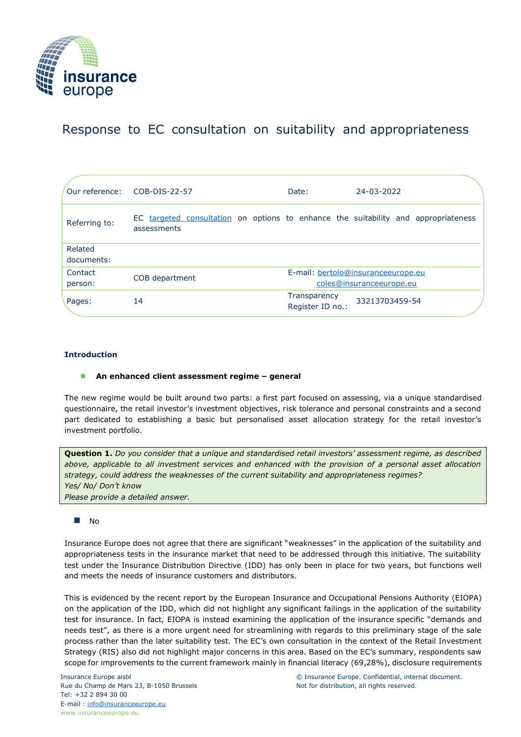# Response to EC consultation on suitability and appropriateness

| Our reference: | COB-DIS-22-57 | Date: | 24-03-2022 |
| --- | --- | --- | --- |
| Referring to: | EC targeted consultation on options to enhance the suitability and appropriateness assessments | | |
| Related documents: | | | |
| Contact person: | COB department | E-mail: | bertolo@insuranceeurope.eu coles@insuranceeurope.eu |
| Pages: | 14 | Transparency Register ID no.: | 33213703459-54 |

## Introduction

- **An enhanced client assessment regime – general**

The new regime would be built around two parts: a first part focused on assessing, via a unique standardised questionnaire, the retail investor's investment objectives, risk tolerance and personal constraints and a second part dedicated to establishing a basic but personalised asset allocation strategy for the retail investor's investment portfolio.

> **Question 1.** *Do you consider that a unique and standardised retail investors' assessment regime, as described above, applicable to all investment services and enhanced with the provision of a personal asset allocation strategy, could address the weaknesses of the current suitability and appropriateness regimes?*
> *Yes/ No/ Don't know*
> *Please provide a detailed answer.*

- No

Insurance Europe does not agree that there are significant "weaknesses" in the application of the suitability and appropriateness tests in the insurance market that need to be addressed through this initiative. The suitability test under the Insurance Distribution Directive (IDD) has only been in place for two years, but functions well and meets the needs of insurance customers and distributors.

This is evidenced by the recent report by the European Insurance and Occupational Pensions Authority (EIOPA) on the application of the IDD, which did not highlight any significant failings in the application of the suitability test for insurance. In fact, EIOPA is instead examining the application of the insurance specific "demands and needs test", as there is a more urgent need for streamlining with regards to this preliminary stage of the sale process rather than the later suitability test. The EC's own consultation in the context of the Retail Investment Strategy (RIS) also did not highlight major concerns in this area. Based on the EC's summary, respondents saw scope for improvements to the current framework mainly in financial literacy (69,28%), disclosure requirements

Insurance Europe aisbl
Rue du Champ de Mars 23, B-1050 Brussels
Tel: +32 2 894 30 00
E-mail : info@insuranceeurope.eu
www.insuranceeurope.eu

© Insurance Europe. Confidential, internal document.
Not for distribution, all rights reserved.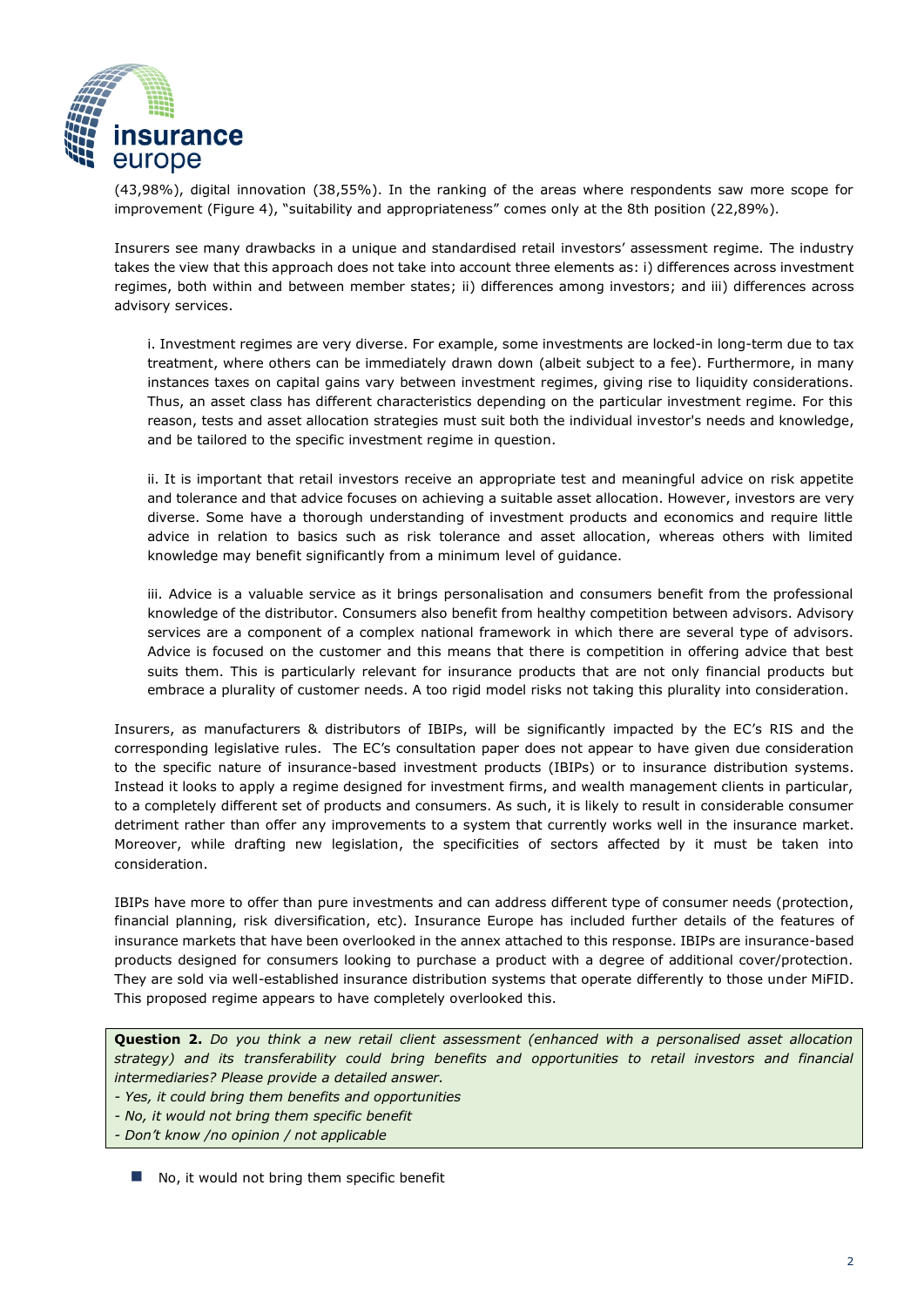(43,98%), digital innovation (38,55%). In the ranking of the areas where respondents saw more scope for improvement (Figure 4), "suitability and appropriateness" comes only at the 8th position (22,89%).

Insurers see many drawbacks in a unique and standardised retail investors' assessment regime. The industry takes the view that this approach does not take into account three elements as: i) differences across investment regimes, both within and between member states; ii) differences among investors; and iii) differences across advisory services.

> i. Investment regimes are very diverse. For example, some investments are locked-in long-term due to tax treatment, where others can be immediately drawn down (albeit subject to a fee). Furthermore, in many instances taxes on capital gains vary between investment regimes, giving rise to liquidity considerations. Thus, an asset class has different characteristics depending on the particular investment regime. For this reason, tests and asset allocation strategies must suit both the individual investor's needs and knowledge, and be tailored to the specific investment regime in question.
>
> ii. It is important that retail investors receive an appropriate test and meaningful advice on risk appetite and tolerance and that advice focuses on achieving a suitable asset allocation. However, investors are very diverse. Some have a thorough understanding of investment products and economics and require little advice in relation to basics such as risk tolerance and asset allocation, whereas others with limited knowledge may benefit significantly from a minimum level of guidance.
>
> iii. Advice is a valuable service as it brings personalisation and consumers benefit from the professional knowledge of the distributor. Consumers also benefit from healthy competition between advisors. Advisory services are a component of a complex national framework in which there are several type of advisors. Advice is focused on the customer and this means that there is competition in offering advice that best suits them. This is particularly relevant for insurance products that are not only financial products but embrace a plurality of customer needs. A too rigid model risks not taking this plurality into consideration.

Insurers, as manufacturers & distributors of IBIPs, will be significantly impacted by the EC's RIS and the corresponding legislative rules. The EC's consultation paper does not appear to have given due consideration to the specific nature of insurance-based investment products (IBIPs) or to insurance distribution systems. Instead it looks to apply a regime designed for investment firms, and wealth management clients in particular, to a completely different set of products and consumers. As such, it is likely to result in considerable consumer detriment rather than offer any improvements to a system that currently works well in the insurance market. Moreover, while drafting new legislation, the specificities of sectors affected by it must be taken into consideration.

IBIPs have more to offer than pure investments and can address different type of consumer needs (protection, financial planning, risk diversification, etc). Insurance Europe has included further details of the features of insurance markets that have been overlooked in the annex attached to this response. IBIPs are insurance-based products designed for consumers looking to purchase a product with a degree of additional cover/protection. They are sold via well-established insurance distribution systems that operate differently to those under MiFID. This proposed regime appears to have completely overlooked this.

**Question 2.** *Do you think a new retail client assessment (enhanced with a personalised asset allocation strategy) and its transferability could bring benefits and opportunities to retail investors and financial intermediaries? Please provide a detailed answer.*

*- Yes, it could bring them benefits and opportunities*
*- No, it would not bring them specific benefit*
*- Don't know /no opinion / not applicable*

- No, it would not bring them specific benefit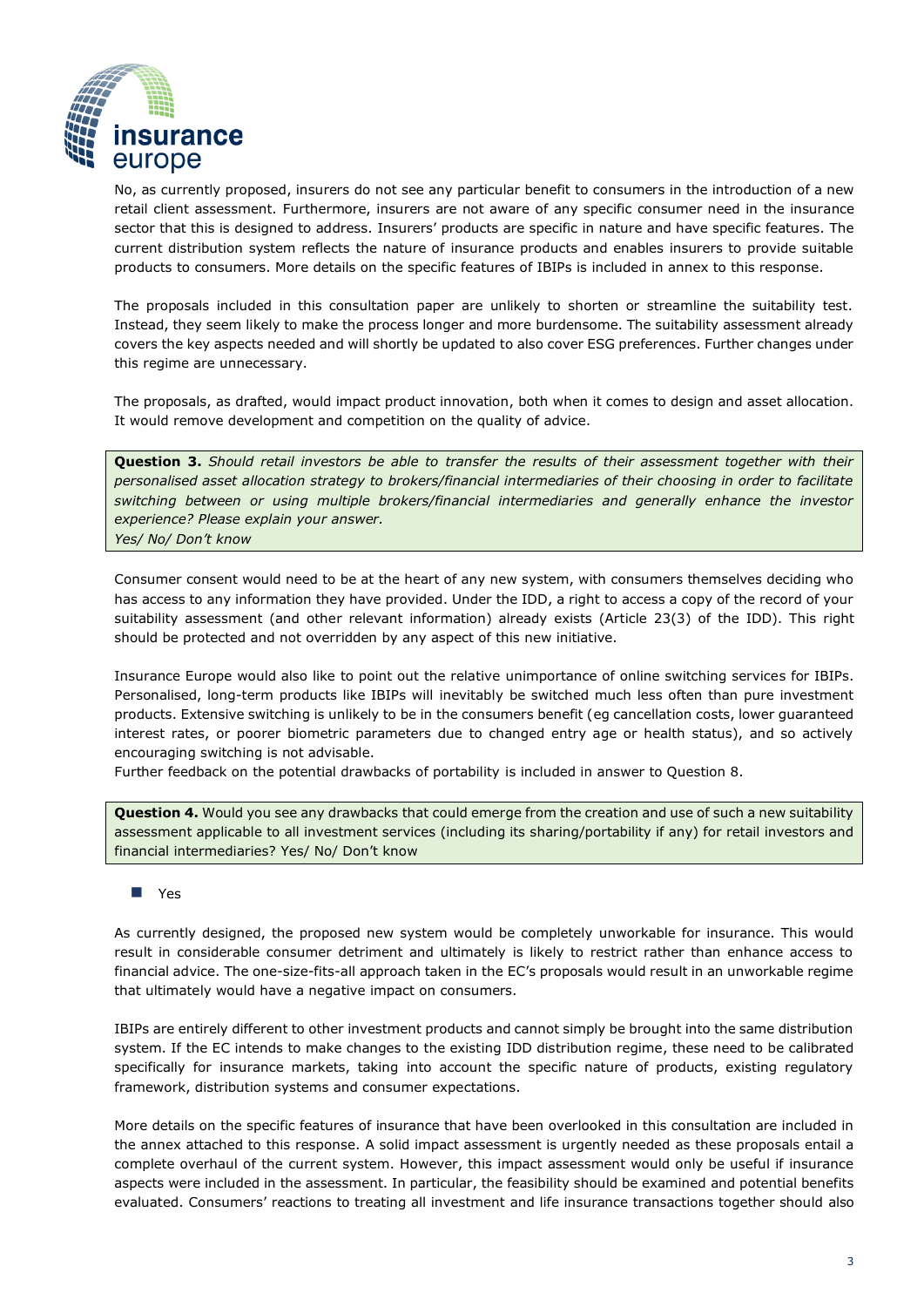No, as currently proposed, insurers do not see any particular benefit to consumers in the introduction of a new retail client assessment. Furthermore, insurers are not aware of any specific consumer need in the insurance sector that this is designed to address. Insurers' products are specific in nature and have specific features. The current distribution system reflects the nature of insurance products and enables insurers to provide suitable products to consumers. More details on the specific features of IBIPs is included in annex to this response.

The proposals included in this consultation paper are unlikely to shorten or streamline the suitability test. Instead, they seem likely to make the process longer and more burdensome. The suitability assessment already covers the key aspects needed and will shortly be updated to also cover ESG preferences. Further changes under this regime are unnecessary.

The proposals, as drafted, would impact product innovation, both when it comes to design and asset allocation. It would remove development and competition on the quality of advice.

**Question 3.** *Should retail investors be able to transfer the results of their assessment together with their personalised asset allocation strategy to brokers/financial intermediaries of their choosing in order to facilitate switching between or using multiple brokers/financial intermediaries and generally enhance the investor experience? Please explain your answer.*
*Yes/ No/ Don't know*

Consumer consent would need to be at the heart of any new system, with consumers themselves deciding who has access to any information they have provided. Under the IDD, a right to access a copy of the record of your suitability assessment (and other relevant information) already exists (Article 23(3) of the IDD). This right should be protected and not overridden by any aspect of this new initiative.

Insurance Europe would also like to point out the relative unimportance of online switching services for IBIPs. Personalised, long-term products like IBIPs will inevitably be switched much less often than pure investment products. Extensive switching is unlikely to be in the consumers benefit (eg cancellation costs, lower guaranteed interest rates, or poorer biometric parameters due to changed entry age or health status), and so actively encouraging switching is not advisable.
Further feedback on the potential drawbacks of portability is included in answer to Question 8.

**Question 4.** Would you see any drawbacks that could emerge from the creation and use of such a new suitability assessment applicable to all investment services (including its sharing/portability if any) for retail investors and financial intermediaries? Yes/ No/ Don't know

- Yes

As currently designed, the proposed new system would be completely unworkable for insurance. This would result in considerable consumer detriment and ultimately is likely to restrict rather than enhance access to financial advice. The one-size-fits-all approach taken in the EC's proposals would result in an unworkable regime that ultimately would have a negative impact on consumers.

IBIPs are entirely different to other investment products and cannot simply be brought into the same distribution system. If the EC intends to make changes to the existing IDD distribution regime, these need to be calibrated specifically for insurance markets, taking into account the specific nature of products, existing regulatory framework, distribution systems and consumer expectations.

More details on the specific features of insurance that have been overlooked in this consultation are included in the annex attached to this response. A solid impact assessment is urgently needed as these proposals entail a complete overhaul of the current system. However, this impact assessment would only be useful if insurance aspects were included in the assessment. In particular, the feasibility should be examined and potential benefits evaluated. Consumers' reactions to treating all investment and life insurance transactions together should also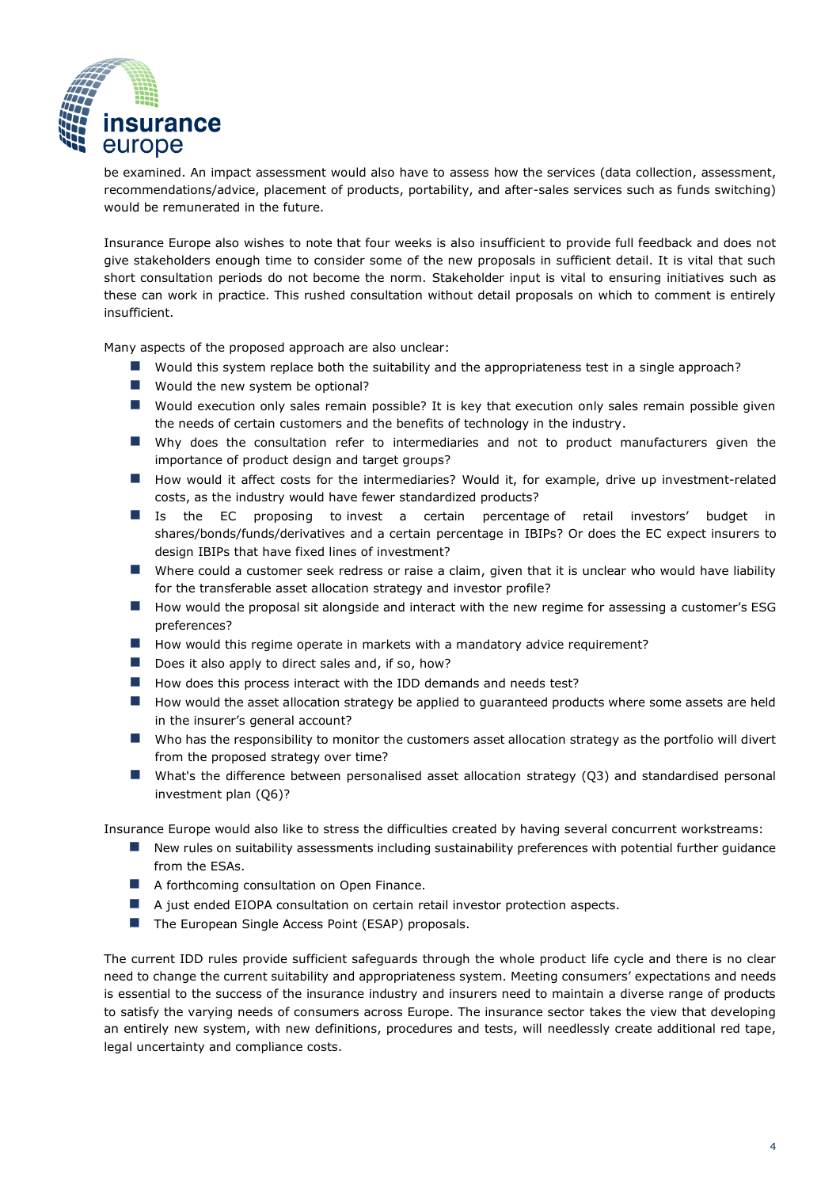be examined. An impact assessment would also have to assess how the services (data collection, assessment, recommendations/advice, placement of products, portability, and after-sales services such as funds switching) would be remunerated in the future.

Insurance Europe also wishes to note that four weeks is also insufficient to provide full feedback and does not give stakeholders enough time to consider some of the new proposals in sufficient detail. It is vital that such short consultation periods do not become the norm. Stakeholder input is vital to ensuring initiatives such as these can work in practice. This rushed consultation without detail proposals on which to comment is entirely insufficient.

Many aspects of the proposed approach are also unclear:

- Would this system replace both the suitability and the appropriateness test in a single approach?
- Would the new system be optional?
- Would execution only sales remain possible? It is key that execution only sales remain possible given the needs of certain customers and the benefits of technology in the industry.
- Why does the consultation refer to intermediaries and not to product manufacturers given the importance of product design and target groups?
- How would it affect costs for the intermediaries? Would it, for example, drive up investment-related costs, as the industry would have fewer standardized products?
- Is the EC proposing to invest a certain percentage of retail investors' budget in shares/bonds/funds/derivatives and a certain percentage in IBIPs? Or does the EC expect insurers to design IBIPs that have fixed lines of investment?
- Where could a customer seek redress or raise a claim, given that it is unclear who would have liability for the transferable asset allocation strategy and investor profile?
- How would the proposal sit alongside and interact with the new regime for assessing a customer's ESG preferences?
- How would this regime operate in markets with a mandatory advice requirement?
- Does it also apply to direct sales and, if so, how?
- How does this process interact with the IDD demands and needs test?
- How would the asset allocation strategy be applied to guaranteed products where some assets are held in the insurer's general account?
- Who has the responsibility to monitor the customers asset allocation strategy as the portfolio will divert from the proposed strategy over time?
- What's the difference between personalised asset allocation strategy (Q3) and standardised personal investment plan (Q6)?

Insurance Europe would also like to stress the difficulties created by having several concurrent workstreams:

- New rules on suitability assessments including sustainability preferences with potential further guidance from the ESAs.
- A forthcoming consultation on Open Finance.
- A just ended EIOPA consultation on certain retail investor protection aspects.
- The European Single Access Point (ESAP) proposals.

The current IDD rules provide sufficient safeguards through the whole product life cycle and there is no clear need to change the current suitability and appropriateness system. Meeting consumers' expectations and needs is essential to the success of the insurance industry and insurers need to maintain a diverse range of products to satisfy the varying needs of consumers across Europe. The insurance sector takes the view that developing an entirely new system, with new definitions, procedures and tests, will needlessly create additional red tape, legal uncertainty and compliance costs.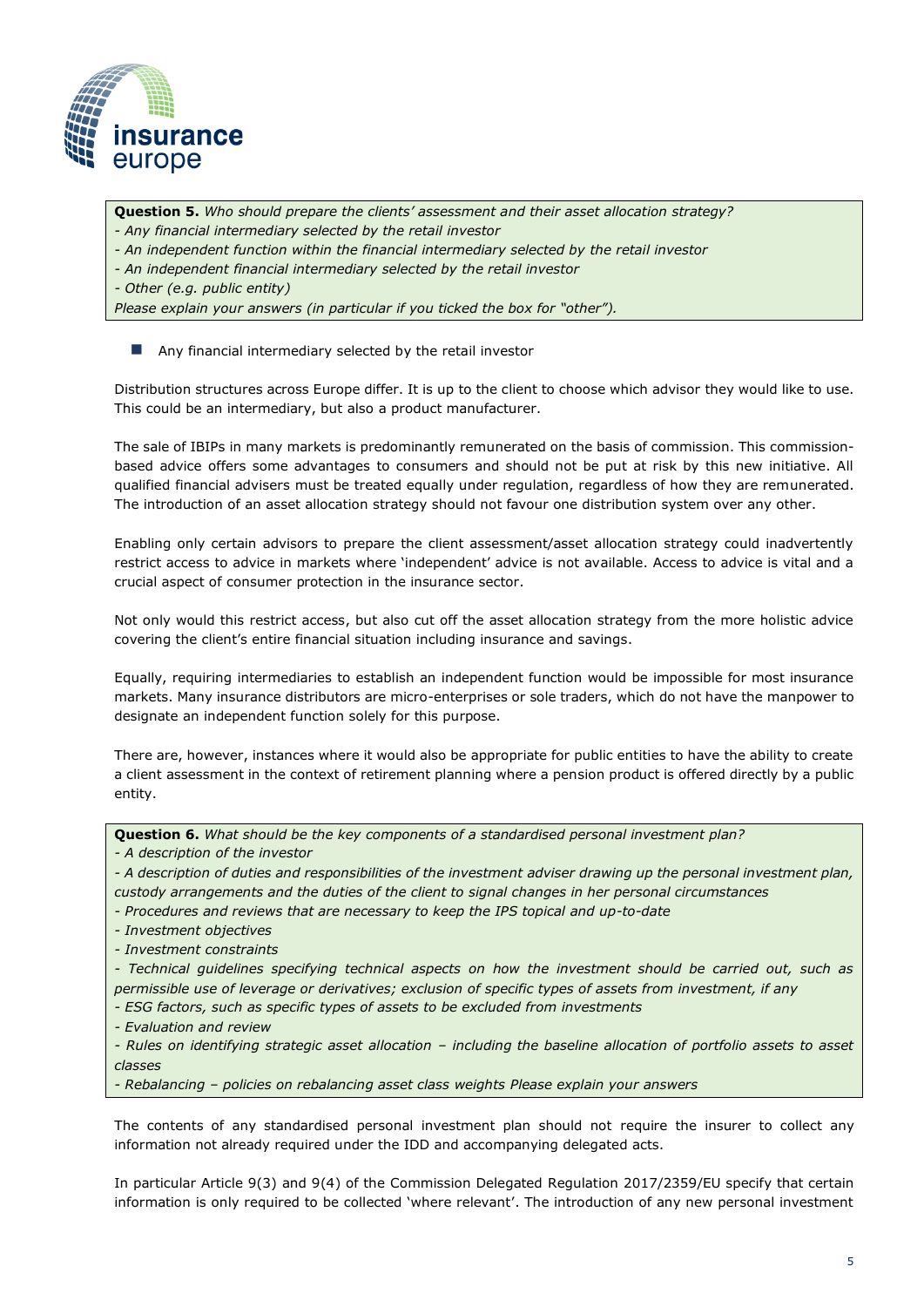**Question 5.** *Who should prepare the clients' assessment and their asset allocation strategy?*
*- Any financial intermediary selected by the retail investor*
*- An independent function within the financial intermediary selected by the retail investor*
*- An independent financial intermediary selected by the retail investor*
*- Other (e.g. public entity)*
*Please explain your answers (in particular if you ticked the box for "other").*

- Any financial intermediary selected by the retail investor

Distribution structures across Europe differ. It is up to the client to choose which advisor they would like to use. This could be an intermediary, but also a product manufacturer.

The sale of IBIPs in many markets is predominantly remunerated on the basis of commission. This commission-based advice offers some advantages to consumers and should not be put at risk by this new initiative. All qualified financial advisers must be treated equally under regulation, regardless of how they are remunerated. The introduction of an asset allocation strategy should not favour one distribution system over any other.

Enabling only certain advisors to prepare the client assessment/asset allocation strategy could inadvertently restrict access to advice in markets where 'independent' advice is not available. Access to advice is vital and a crucial aspect of consumer protection in the insurance sector.

Not only would this restrict access, but also cut off the asset allocation strategy from the more holistic advice covering the client's entire financial situation including insurance and savings.

Equally, requiring intermediaries to establish an independent function would be impossible for most insurance markets. Many insurance distributors are micro-enterprises or sole traders, which do not have the manpower to designate an independent function solely for this purpose.

There are, however, instances where it would also be appropriate for public entities to have the ability to create a client assessment in the context of retirement planning where a pension product is offered directly by a public entity.

**Question 6.** *What should be the key components of a standardised personal investment plan?*
*- A description of the investor*
*- A description of duties and responsibilities of the investment adviser drawing up the personal investment plan, custody arrangements and the duties of the client to signal changes in her personal circumstances*
*- Procedures and reviews that are necessary to keep the IPS topical and up-to-date*
*- Investment objectives*
*- Investment constraints*
*- Technical guidelines specifying technical aspects on how the investment should be carried out, such as permissible use of leverage or derivatives; exclusion of specific types of assets from investment, if any*
*- ESG factors, such as specific types of assets to be excluded from investments*
*- Evaluation and review*
*- Rules on identifying strategic asset allocation – including the baseline allocation of portfolio assets to asset classes*
*- Rebalancing – policies on rebalancing asset class weights Please explain your answers*

The contents of any standardised personal investment plan should not require the insurer to collect any information not already required under the IDD and accompanying delegated acts.

In particular Article 9(3) and 9(4) of the Commission Delegated Regulation 2017/2359/EU specify that certain information is only required to be collected 'where relevant'. The introduction of any new personal investment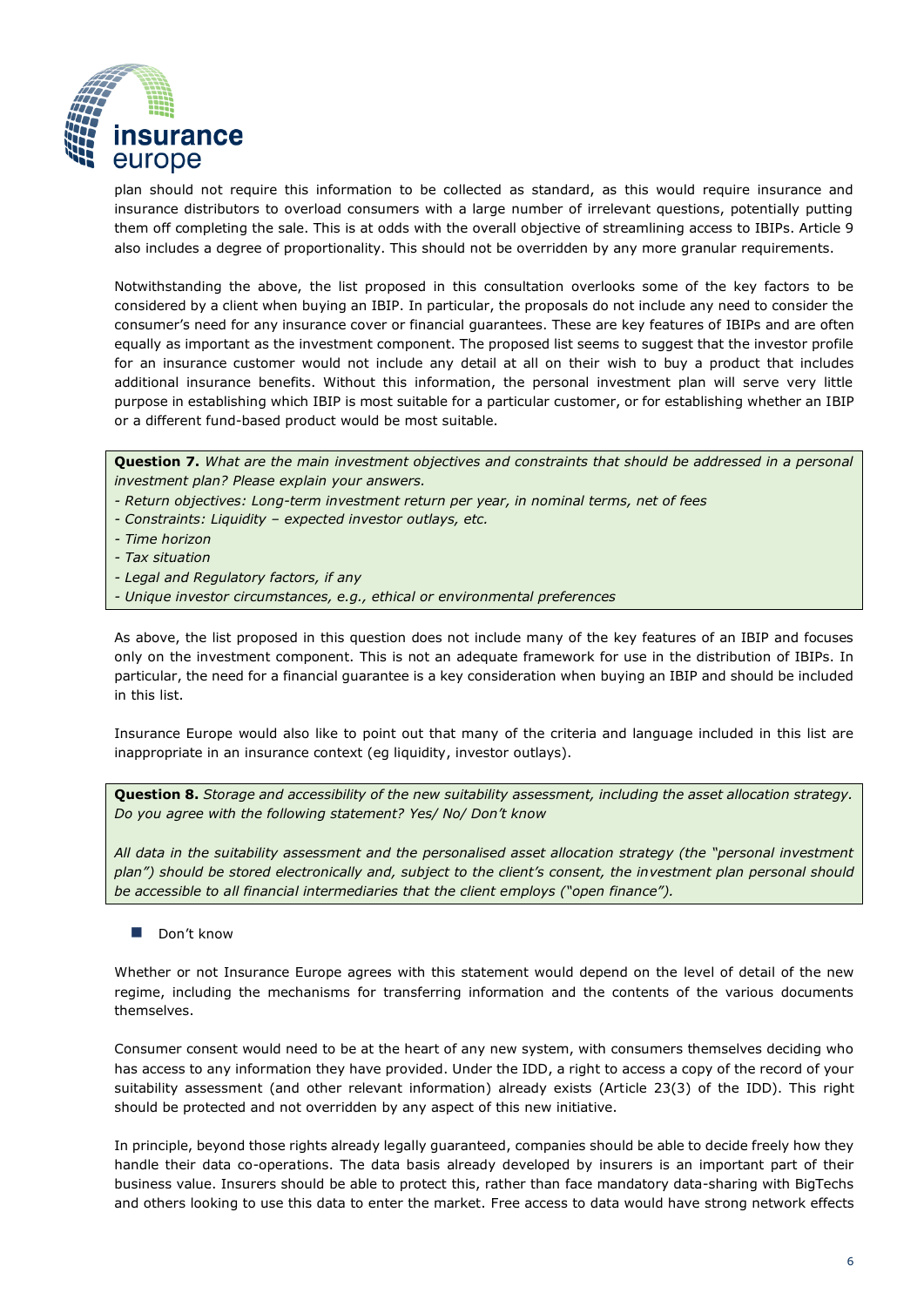plan should not require this information to be collected as standard, as this would require insurance and insurance distributors to overload consumers with a large number of irrelevant questions, potentially putting them off completing the sale. This is at odds with the overall objective of streamlining access to IBIPs. Article 9 also includes a degree of proportionality. This should not be overridden by any more granular requirements.

Notwithstanding the above, the list proposed in this consultation overlooks some of the key factors to be considered by a client when buying an IBIP. In particular, the proposals do not include any need to consider the consumer's need for any insurance cover or financial guarantees. These are key features of IBIPs and are often equally as important as the investment component. The proposed list seems to suggest that the investor profile for an insurance customer would not include any detail at all on their wish to buy a product that includes additional insurance benefits. Without this information, the personal investment plan will serve very little purpose in establishing which IBIP is most suitable for a particular customer, or for establishing whether an IBIP or a different fund-based product would be most suitable.

**Question 7.** *What are the main investment objectives and constraints that should be addressed in a personal investment plan? Please explain your answers.*

- *Return objectives: Long-term investment return per year, in nominal terms, net of fees*
- *Constraints: Liquidity – expected investor outlays, etc.*
- *Time horizon*
- *Tax situation*
- *Legal and Regulatory factors, if any*
- *Unique investor circumstances, e.g., ethical or environmental preferences*

As above, the list proposed in this question does not include many of the key features of an IBIP and focuses only on the investment component. This is not an adequate framework for use in the distribution of IBIPs. In particular, the need for a financial guarantee is a key consideration when buying an IBIP and should be included in this list.

Insurance Europe would also like to point out that many of the criteria and language included in this list are inappropriate in an insurance context (eg liquidity, investor outlays).

**Question 8.** *Storage and accessibility of the new suitability assessment, including the asset allocation strategy. Do you agree with the following statement? Yes/ No/ Don't know*

*All data in the suitability assessment and the personalised asset allocation strategy (the "personal investment plan") should be stored electronically and, subject to the client's consent, the investment plan personal should be accessible to all financial intermediaries that the client employs ("open finance").*

- Don't know

Whether or not Insurance Europe agrees with this statement would depend on the level of detail of the new regime, including the mechanisms for transferring information and the contents of the various documents themselves.

Consumer consent would need to be at the heart of any new system, with consumers themselves deciding who has access to any information they have provided. Under the IDD, a right to access a copy of the record of your suitability assessment (and other relevant information) already exists (Article 23(3) of the IDD). This right should be protected and not overridden by any aspect of this new initiative.

In principle, beyond those rights already legally guaranteed, companies should be able to decide freely how they handle their data co-operations. The data basis already developed by insurers is an important part of their business value. Insurers should be able to protect this, rather than face mandatory data-sharing with BigTechs and others looking to use this data to enter the market. Free access to data would have strong network effects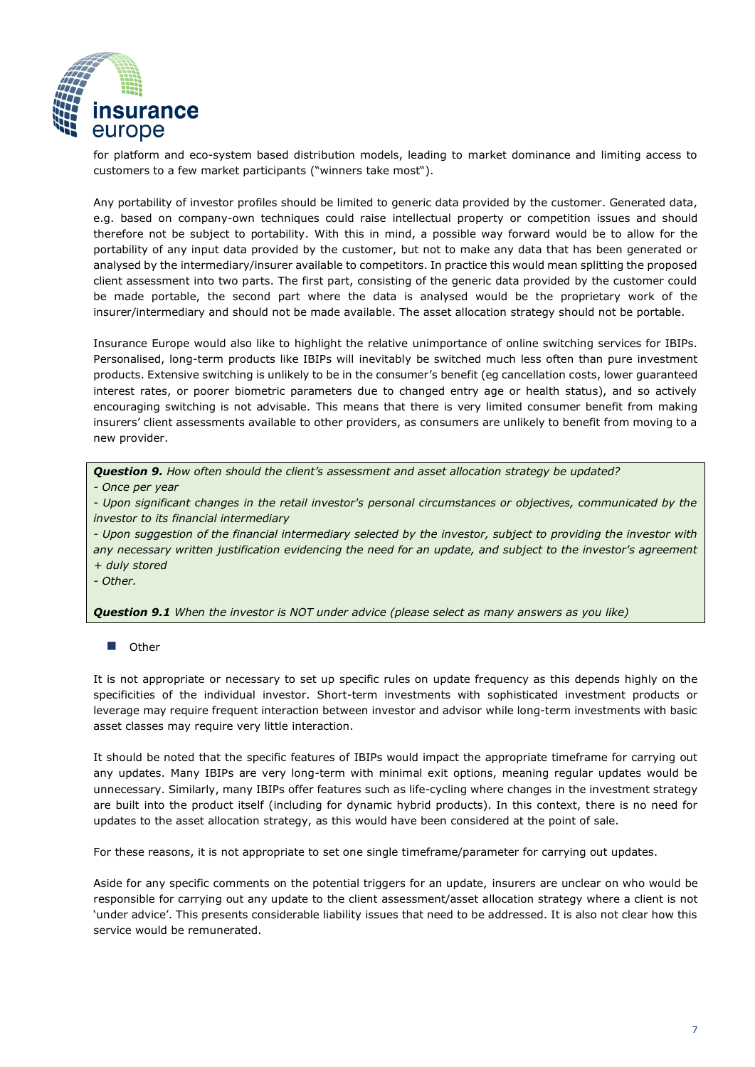for platform and eco-system based distribution models, leading to market dominance and limiting access to customers to a few market participants ("winners take most").

Any portability of investor profiles should be limited to generic data provided by the customer. Generated data, e.g. based on company-own techniques could raise intellectual property or competition issues and should therefore not be subject to portability. With this in mind, a possible way forward would be to allow for the portability of any input data provided by the customer, but not to make any data that has been generated or analysed by the intermediary/insurer available to competitors. In practice this would mean splitting the proposed client assessment into two parts. The first part, consisting of the generic data provided by the customer could be made portable, the second part where the data is analysed would be the proprietary work of the insurer/intermediary and should not be made available. The asset allocation strategy should not be portable.

Insurance Europe would also like to highlight the relative unimportance of online switching services for IBIPs. Personalised, long-term products like IBIPs will inevitably be switched much less often than pure investment products. Extensive switching is unlikely to be in the consumer's benefit (eg cancellation costs, lower guaranteed interest rates, or poorer biometric parameters due to changed entry age or health status), and so actively encouraging switching is not advisable. This means that there is very limited consumer benefit from making insurers' client assessments available to other providers, as consumers are unlikely to benefit from moving to a new provider.

***Question 9.*** *How often should the client's assessment and asset allocation strategy be updated?*
*- Once per year*
*- Upon significant changes in the retail investor's personal circumstances or objectives, communicated by the investor to its financial intermediary*
*- Upon suggestion of the financial intermediary selected by the investor, subject to providing the investor with any necessary written justification evidencing the need for an update, and subject to the investor's agreement + duly stored*
*- Other.*

***Question 9.1*** *When the investor is NOT under advice (please select as many answers as you like)*

- Other

It is not appropriate or necessary to set up specific rules on update frequency as this depends highly on the specificities of the individual investor. Short-term investments with sophisticated investment products or leverage may require frequent interaction between investor and advisor while long-term investments with basic asset classes may require very little interaction.

It should be noted that the specific features of IBIPs would impact the appropriate timeframe for carrying out any updates. Many IBIPs are very long-term with minimal exit options, meaning regular updates would be unnecessary. Similarly, many IBIPs offer features such as life-cycling where changes in the investment strategy are built into the product itself (including for dynamic hybrid products). In this context, there is no need for updates to the asset allocation strategy, as this would have been considered at the point of sale.

For these reasons, it is not appropriate to set one single timeframe/parameter for carrying out updates.

Aside for any specific comments on the potential triggers for an update, insurers are unclear on who would be responsible for carrying out any update to the client assessment/asset allocation strategy where a client is not 'under advice'. This presents considerable liability issues that need to be addressed. It is also not clear how this service would be remunerated.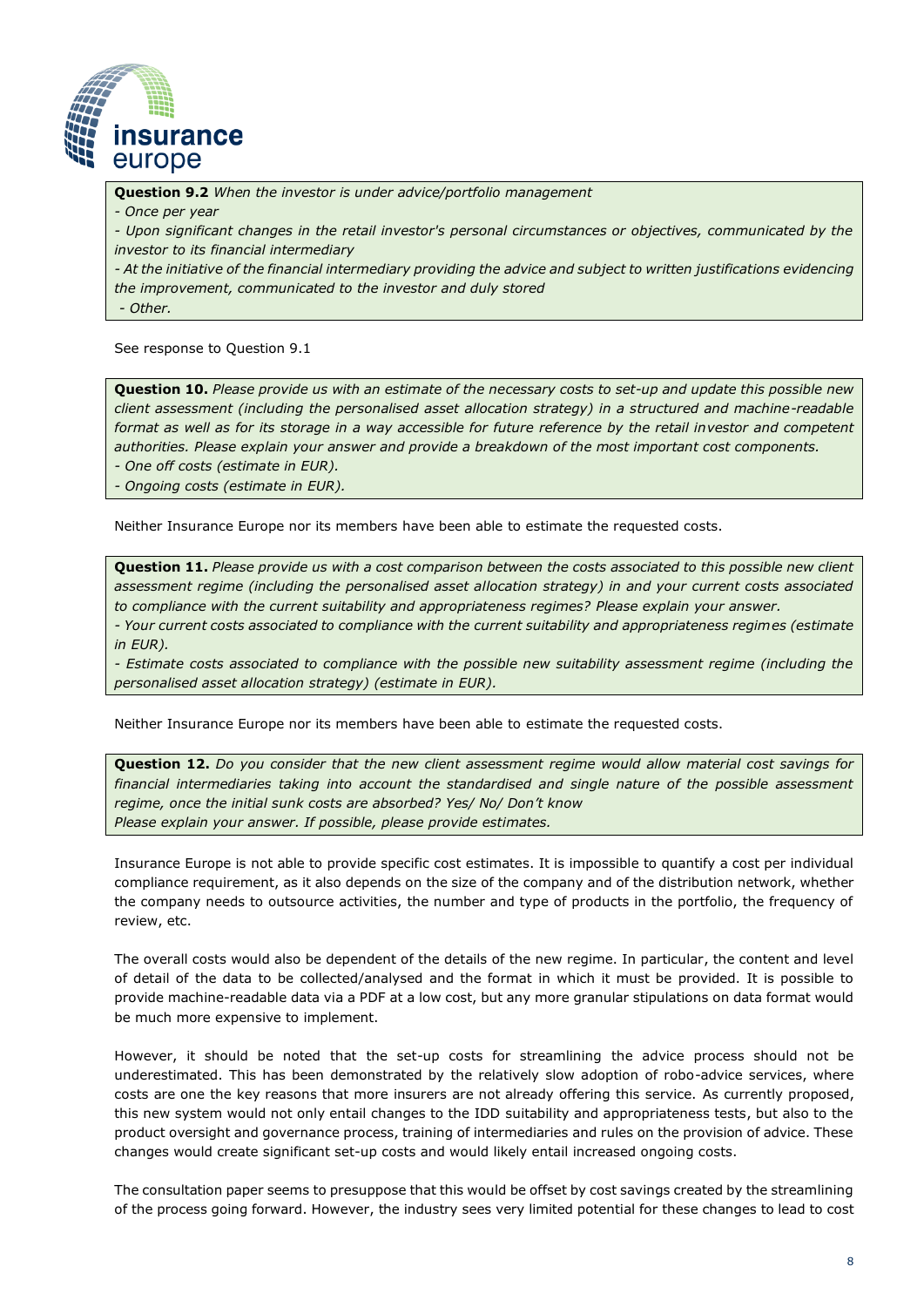**Question 9.2** *When the investor is under advice/portfolio management*

*- Once per year*

*- Upon significant changes in the retail investor's personal circumstances or objectives, communicated by the investor to its financial intermediary*

*- At the initiative of the financial intermediary providing the advice and subject to written justifications evidencing the improvement, communicated to the investor and duly stored*

*- Other.*

See response to Question 9.1

**Question 10.** *Please provide us with an estimate of the necessary costs to set-up and update this possible new client assessment (including the personalised asset allocation strategy) in a structured and machine-readable format as well as for its storage in a way accessible for future reference by the retail investor and competent authorities. Please explain your answer and provide a breakdown of the most important cost components.*

*- One off costs (estimate in EUR).*

*- Ongoing costs (estimate in EUR).*

Neither Insurance Europe nor its members have been able to estimate the requested costs.

**Question 11.** *Please provide us with a cost comparison between the costs associated to this possible new client assessment regime (including the personalised asset allocation strategy) in and your current costs associated to compliance with the current suitability and appropriateness regimes? Please explain your answer.*

*- Your current costs associated to compliance with the current suitability and appropriateness regimes (estimate in EUR).*

*- Estimate costs associated to compliance with the possible new suitability assessment regime (including the personalised asset allocation strategy) (estimate in EUR).*

Neither Insurance Europe nor its members have been able to estimate the requested costs.

**Question 12.** *Do you consider that the new client assessment regime would allow material cost savings for financial intermediaries taking into account the standardised and single nature of the possible assessment regime, once the initial sunk costs are absorbed? Yes/ No/ Don't know*

*Please explain your answer. If possible, please provide estimates.*

Insurance Europe is not able to provide specific cost estimates. It is impossible to quantify a cost per individual compliance requirement, as it also depends on the size of the company and of the distribution network, whether the company needs to outsource activities, the number and type of products in the portfolio, the frequency of review, etc.

The overall costs would also be dependent of the details of the new regime. In particular, the content and level of detail of the data to be collected/analysed and the format in which it must be provided. It is possible to provide machine-readable data via a PDF at a low cost, but any more granular stipulations on data format would be much more expensive to implement.

However, it should be noted that the set-up costs for streamlining the advice process should not be underestimated. This has been demonstrated by the relatively slow adoption of robo-advice services, where costs are one the key reasons that more insurers are not already offering this service. As currently proposed, this new system would not only entail changes to the IDD suitability and appropriateness tests, but also to the product oversight and governance process, training of intermediaries and rules on the provision of advice. These changes would create significant set-up costs and would likely entail increased ongoing costs.

The consultation paper seems to presuppose that this would be offset by cost savings created by the streamlining of the process going forward. However, the industry sees very limited potential for these changes to lead to cost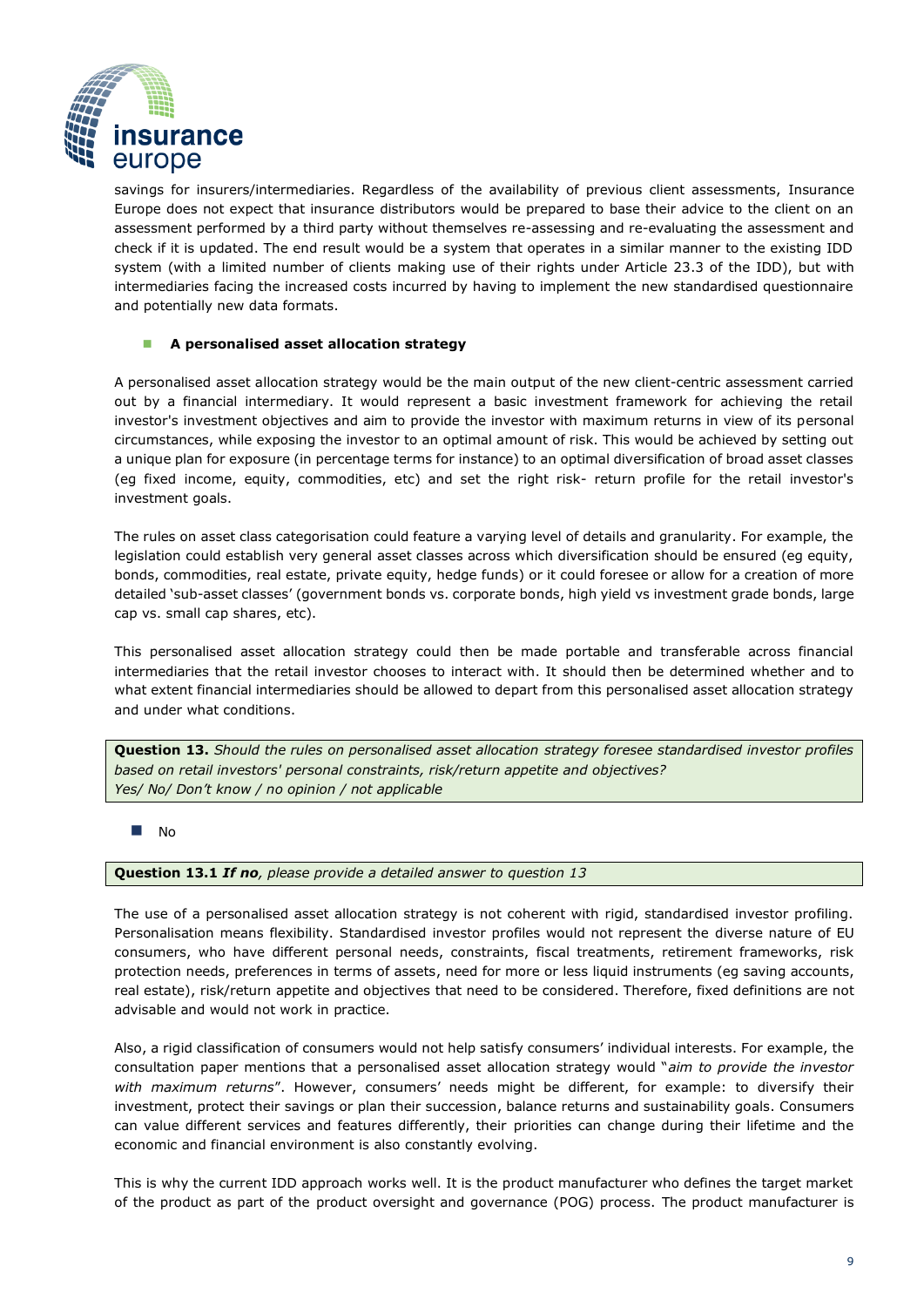savings for insurers/intermediaries. Regardless of the availability of previous client assessments, Insurance Europe does not expect that insurance distributors would be prepared to base their advice to the client on an assessment performed by a third party without themselves re-assessing and re-evaluating the assessment and check if it is updated. The end result would be a system that operates in a similar manner to the existing IDD system (with a limited number of clients making use of their rights under Article 23.3 of the IDD), but with intermediaries facing the increased costs incurred by having to implement the new standardised questionnaire and potentially new data formats.

- **A personalised asset allocation strategy**

A personalised asset allocation strategy would be the main output of the new client-centric assessment carried out by a financial intermediary. It would represent a basic investment framework for achieving the retail investor's investment objectives and aim to provide the investor with maximum returns in view of its personal circumstances, while exposing the investor to an optimal amount of risk. This would be achieved by setting out a unique plan for exposure (in percentage terms for instance) to an optimal diversification of broad asset classes (eg fixed income, equity, commodities, etc) and set the right risk- return profile for the retail investor's investment goals.

The rules on asset class categorisation could feature a varying level of details and granularity. For example, the legislation could establish very general asset classes across which diversification should be ensured (eg equity, bonds, commodities, real estate, private equity, hedge funds) or it could foresee or allow for a creation of more detailed 'sub-asset classes' (government bonds vs. corporate bonds, high yield vs investment grade bonds, large cap vs. small cap shares, etc).

This personalised asset allocation strategy could then be made portable and transferable across financial intermediaries that the retail investor chooses to interact with. It should then be determined whether and to what extent financial intermediaries should be allowed to depart from this personalised asset allocation strategy and under what conditions.

**Question 13.** *Should the rules on personalised asset allocation strategy foresee standardised investor profiles based on retail investors' personal constraints, risk/return appetite and objectives?*
*Yes/ No/ Don't know / no opinion / not applicable*

- No

**Question 13.1** ***If no****, please provide a detailed answer to question 13*

The use of a personalised asset allocation strategy is not coherent with rigid, standardised investor profiling. Personalisation means flexibility. Standardised investor profiles would not represent the diverse nature of EU consumers, who have different personal needs, constraints, fiscal treatments, retirement frameworks, risk protection needs, preferences in terms of assets, need for more or less liquid instruments (eg saving accounts, real estate), risk/return appetite and objectives that need to be considered. Therefore, fixed definitions are not advisable and would not work in practice.

Also, a rigid classification of consumers would not help satisfy consumers' individual interests. For example, the consultation paper mentions that a personalised asset allocation strategy would "*aim to provide the investor with maximum returns*". However, consumers' needs might be different, for example: to diversify their investment, protect their savings or plan their succession, balance returns and sustainability goals. Consumers can value different services and features differently, their priorities can change during their lifetime and the economic and financial environment is also constantly evolving.

This is why the current IDD approach works well. It is the product manufacturer who defines the target market of the product as part of the product oversight and governance (POG) process. The product manufacturer is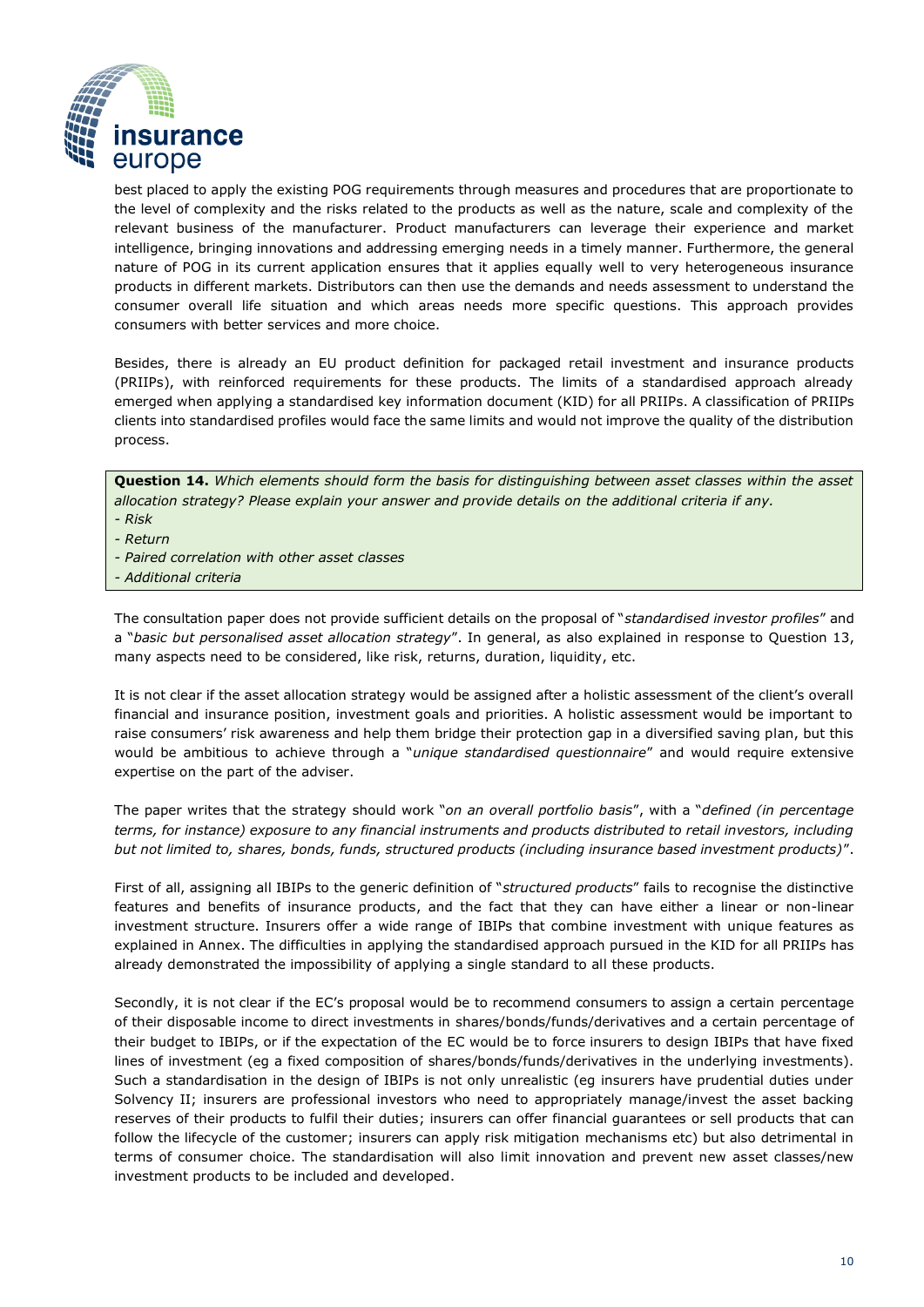best placed to apply the existing POG requirements through measures and procedures that are proportionate to the level of complexity and the risks related to the products as well as the nature, scale and complexity of the relevant business of the manufacturer. Product manufacturers can leverage their experience and market intelligence, bringing innovations and addressing emerging needs in a timely manner. Furthermore, the general nature of POG in its current application ensures that it applies equally well to very heterogeneous insurance products in different markets. Distributors can then use the demands and needs assessment to understand the consumer overall life situation and which areas needs more specific questions. This approach provides consumers with better services and more choice.

Besides, there is already an EU product definition for packaged retail investment and insurance products (PRIIPs), with reinforced requirements for these products. The limits of a standardised approach already emerged when applying a standardised key information document (KID) for all PRIIPs. A classification of PRIIPs clients into standardised profiles would face the same limits and would not improve the quality of the distribution process.

**Question 14.** *Which elements should form the basis for distinguishing between asset classes within the asset allocation strategy? Please explain your answer and provide details on the additional criteria if any.*

- *Risk*
- *Return*
- *Paired correlation with other asset classes*
- *Additional criteria*

The consultation paper does not provide sufficient details on the proposal of "*standardised investor profiles*" and a "*basic but personalised asset allocation strategy*". In general, as also explained in response to Question 13, many aspects need to be considered, like risk, returns, duration, liquidity, etc.

It is not clear if the asset allocation strategy would be assigned after a holistic assessment of the client's overall financial and insurance position, investment goals and priorities. A holistic assessment would be important to raise consumers' risk awareness and help them bridge their protection gap in a diversified saving plan, but this would be ambitious to achieve through a "*unique standardised questionnaire*" and would require extensive expertise on the part of the adviser.

The paper writes that the strategy should work "*on an overall portfolio basis*", with a "*defined (in percentage terms, for instance) exposure to any financial instruments and products distributed to retail investors, including but not limited to, shares, bonds, funds, structured products (including insurance based investment products)*".

First of all, assigning all IBIPs to the generic definition of "*structured products*" fails to recognise the distinctive features and benefits of insurance products, and the fact that they can have either a linear or non-linear investment structure. Insurers offer a wide range of IBIPs that combine investment with unique features as explained in Annex. The difficulties in applying the standardised approach pursued in the KID for all PRIIPs has already demonstrated the impossibility of applying a single standard to all these products.

Secondly, it is not clear if the EC's proposal would be to recommend consumers to assign a certain percentage of their disposable income to direct investments in shares/bonds/funds/derivatives and a certain percentage of their budget to IBIPs, or if the expectation of the EC would be to force insurers to design IBIPs that have fixed lines of investment (eg a fixed composition of shares/bonds/funds/derivatives in the underlying investments). Such a standardisation in the design of IBIPs is not only unrealistic (eg insurers have prudential duties under Solvency II; insurers are professional investors who need to appropriately manage/invest the asset backing reserves of their products to fulfil their duties; insurers can offer financial guarantees or sell products that can follow the lifecycle of the customer; insurers can apply risk mitigation mechanisms etc) but also detrimental in terms of consumer choice. The standardisation will also limit innovation and prevent new asset classes/new investment products to be included and developed.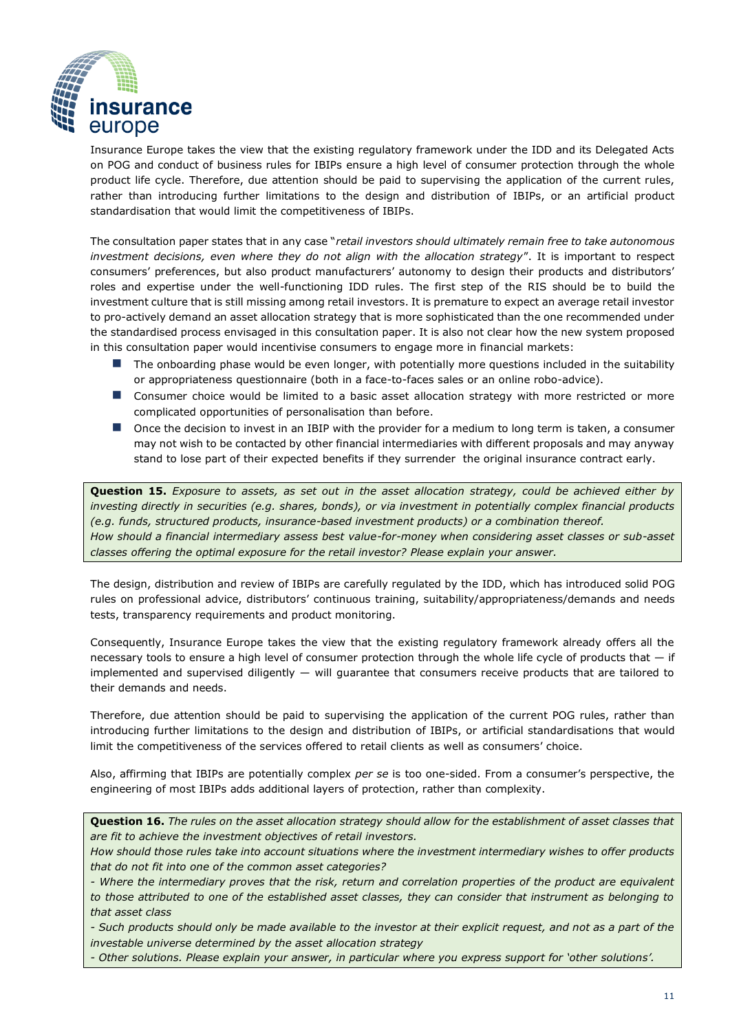Insurance Europe takes the view that the existing regulatory framework under the IDD and its Delegated Acts on POG and conduct of business rules for IBIPs ensure a high level of consumer protection through the whole product life cycle. Therefore, due attention should be paid to supervising the application of the current rules, rather than introducing further limitations to the design and distribution of IBIPs, or an artificial product standardisation that would limit the competitiveness of IBIPs.

The consultation paper states that in any case "*retail investors should ultimately remain free to take autonomous investment decisions, even where they do not align with the allocation strategy*". It is important to respect consumers' preferences, but also product manufacturers' autonomy to design their products and distributors' roles and expertise under the well-functioning IDD rules. The first step of the RIS should be to build the investment culture that is still missing among retail investors. It is premature to expect an average retail investor to pro-actively demand an asset allocation strategy that is more sophisticated than the one recommended under the standardised process envisaged in this consultation paper. It is also not clear how the new system proposed in this consultation paper would incentivise consumers to engage more in financial markets:

- The onboarding phase would be even longer, with potentially more questions included in the suitability or appropriateness questionnaire (both in a face-to-faces sales or an online robo-advice).
- Consumer choice would be limited to a basic asset allocation strategy with more restricted or more complicated opportunities of personalisation than before.
- Once the decision to invest in an IBIP with the provider for a medium to long term is taken, a consumer may not wish to be contacted by other financial intermediaries with different proposals and may anyway stand to lose part of their expected benefits if they surrender the original insurance contract early.

**Question 15.** *Exposure to assets, as set out in the asset allocation strategy, could be achieved either by investing directly in securities (e.g. shares, bonds), or via investment in potentially complex financial products (e.g. funds, structured products, insurance-based investment products) or a combination thereof.*
*How should a financial intermediary assess best value-for-money when considering asset classes or sub-asset classes offering the optimal exposure for the retail investor? Please explain your answer.*

The design, distribution and review of IBIPs are carefully regulated by the IDD, which has introduced solid POG rules on professional advice, distributors' continuous training, suitability/appropriateness/demands and needs tests, transparency requirements and product monitoring.

Consequently, Insurance Europe takes the view that the existing regulatory framework already offers all the necessary tools to ensure a high level of consumer protection through the whole life cycle of products that — if implemented and supervised diligently — will guarantee that consumers receive products that are tailored to their demands and needs.

Therefore, due attention should be paid to supervising the application of the current POG rules, rather than introducing further limitations to the design and distribution of IBIPs, or artificial standardisations that would limit the competitiveness of the services offered to retail clients as well as consumers' choice.

Also, affirming that IBIPs are potentially complex *per se* is too one-sided. From a consumer's perspective, the engineering of most IBIPs adds additional layers of protection, rather than complexity.

**Question 16.** *The rules on the asset allocation strategy should allow for the establishment of asset classes that are fit to achieve the investment objectives of retail investors.*
*How should those rules take into account situations where the investment intermediary wishes to offer products that do not fit into one of the common asset categories?*
*- Where the intermediary proves that the risk, return and correlation properties of the product are equivalent to those attributed to one of the established asset classes, they can consider that instrument as belonging to that asset class*
*- Such products should only be made available to the investor at their explicit request, and not as a part of the investable universe determined by the asset allocation strategy*
*- Other solutions. Please explain your answer, in particular where you express support for 'other solutions'.*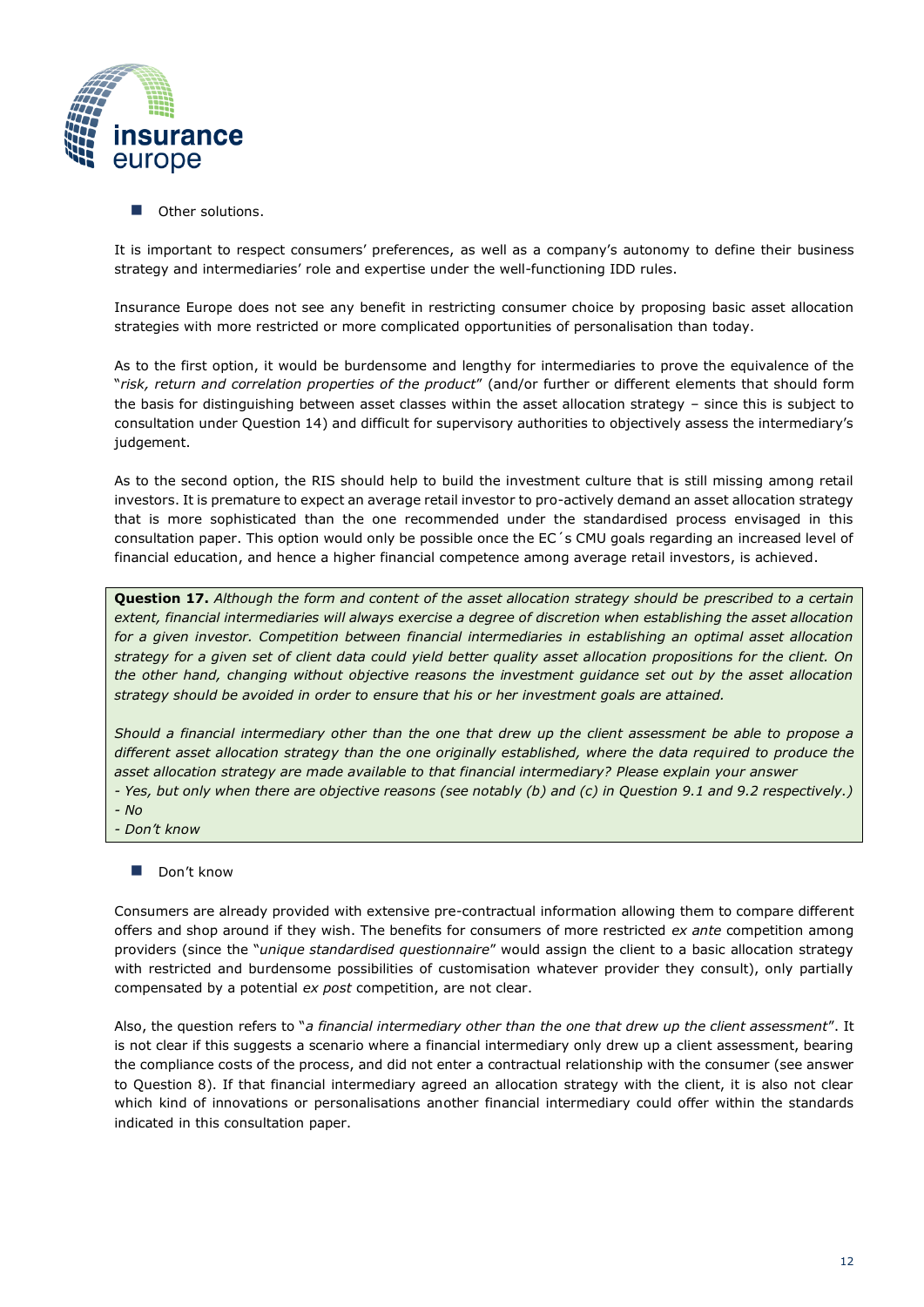- Other solutions.

It is important to respect consumers' preferences, as well as a company's autonomy to define their business strategy and intermediaries' role and expertise under the well-functioning IDD rules.

Insurance Europe does not see any benefit in restricting consumer choice by proposing basic asset allocation strategies with more restricted or more complicated opportunities of personalisation than today.

As to the first option, it would be burdensome and lengthy for intermediaries to prove the equivalence of the "*risk, return and correlation properties of the product*" (and/or further or different elements that should form the basis for distinguishing between asset classes within the asset allocation strategy – since this is subject to consultation under Question 14) and difficult for supervisory authorities to objectively assess the intermediary's judgement.

As to the second option, the RIS should help to build the investment culture that is still missing among retail investors. It is premature to expect an average retail investor to pro-actively demand an asset allocation strategy that is more sophisticated than the one recommended under the standardised process envisaged in this consultation paper. This option would only be possible once the EC´s CMU goals regarding an increased level of financial education, and hence a higher financial competence among average retail investors, is achieved.

> **Question 17.** *Although the form and content of the asset allocation strategy should be prescribed to a certain extent, financial intermediaries will always exercise a degree of discretion when establishing the asset allocation for a given investor. Competition between financial intermediaries in establishing an optimal asset allocation strategy for a given set of client data could yield better quality asset allocation propositions for the client. On the other hand, changing without objective reasons the investment guidance set out by the asset allocation strategy should be avoided in order to ensure that his or her investment goals are attained.*
>
> *Should a financial intermediary other than the one that drew up the client assessment be able to propose a different asset allocation strategy than the one originally established, where the data required to produce the asset allocation strategy are made available to that financial intermediary? Please explain your answer*
> *- Yes, but only when there are objective reasons (see notably (b) and (c) in Question 9.1 and 9.2 respectively.)*
> *- No*
> *- Don't know*

- Don't know

Consumers are already provided with extensive pre-contractual information allowing them to compare different offers and shop around if they wish. The benefits for consumers of more restricted *ex ante* competition among providers (since the "*unique standardised questionnaire*" would assign the client to a basic allocation strategy with restricted and burdensome possibilities of customisation whatever provider they consult), only partially compensated by a potential *ex post* competition, are not clear.

Also, the question refers to "*a financial intermediary other than the one that drew up the client assessment*". It is not clear if this suggests a scenario where a financial intermediary only drew up a client assessment, bearing the compliance costs of the process, and did not enter a contractual relationship with the consumer (see answer to Question 8). If that financial intermediary agreed an allocation strategy with the client, it is also not clear which kind of innovations or personalisations another financial intermediary could offer within the standards indicated in this consultation paper.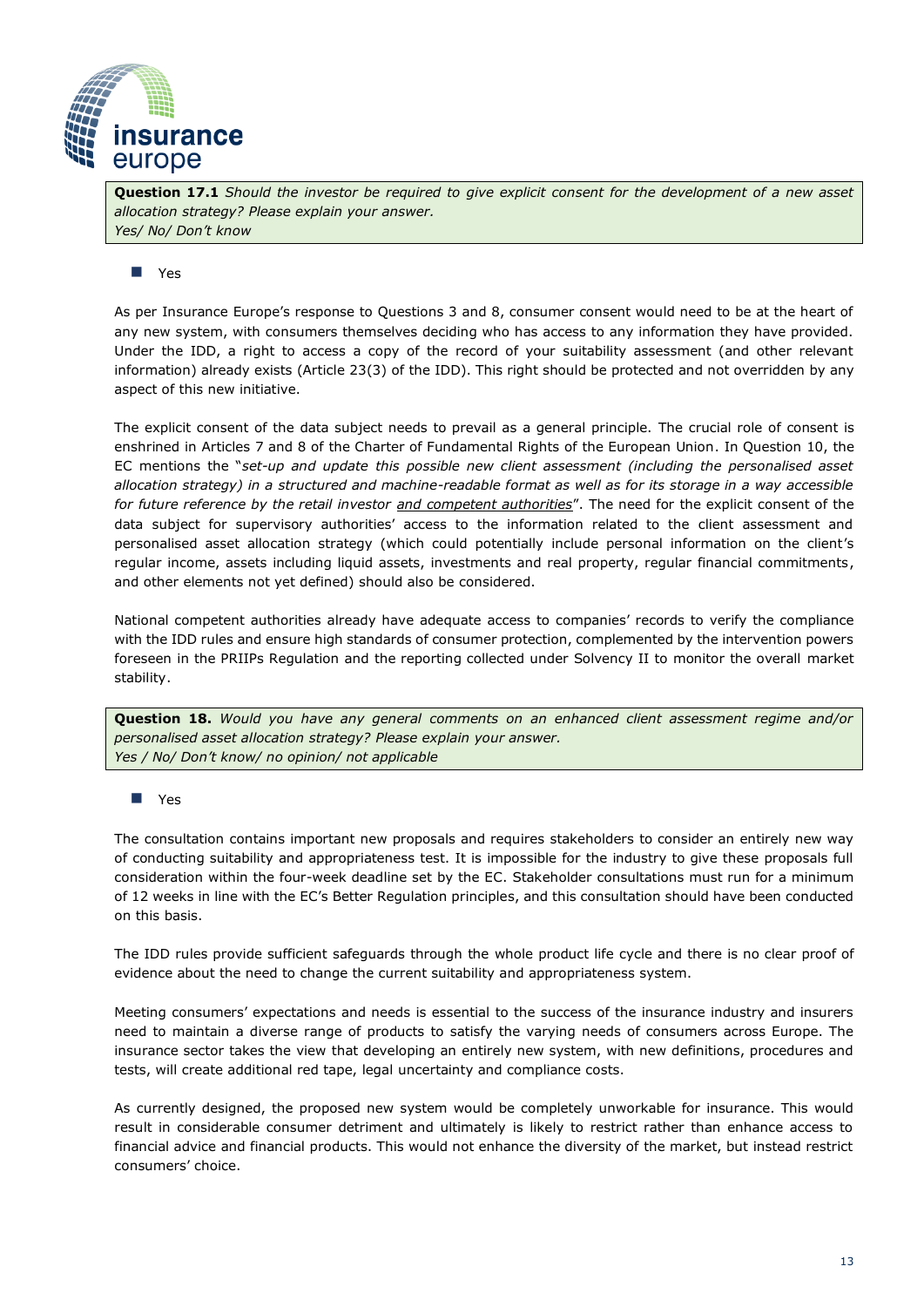**Question 17.1** *Should the investor be required to give explicit consent for the development of a new asset allocation strategy? Please explain your answer.*
*Yes/ No/ Don't know*

- Yes

As per Insurance Europe's response to Questions 3 and 8, consumer consent would need to be at the heart of any new system, with consumers themselves deciding who has access to any information they have provided. Under the IDD, a right to access a copy of the record of your suitability assessment (and other relevant information) already exists (Article 23(3) of the IDD). This right should be protected and not overridden by any aspect of this new initiative.

The explicit consent of the data subject needs to prevail as a general principle. The crucial role of consent is enshrined in Articles 7 and 8 of the Charter of Fundamental Rights of the European Union. In Question 10, the EC mentions the "*set-up and update this possible new client assessment (including the personalised asset allocation strategy) in a structured and machine-readable format as well as for its storage in a way accessible for future reference by the retail investor and competent authorities*". The need for the explicit consent of the data subject for supervisory authorities' access to the information related to the client assessment and personalised asset allocation strategy (which could potentially include personal information on the client's regular income, assets including liquid assets, investments and real property, regular financial commitments, and other elements not yet defined) should also be considered.

National competent authorities already have adequate access to companies' records to verify the compliance with the IDD rules and ensure high standards of consumer protection, complemented by the intervention powers foreseen in the PRIIPs Regulation and the reporting collected under Solvency II to monitor the overall market stability.

**Question 18.** *Would you have any general comments on an enhanced client assessment regime and/or personalised asset allocation strategy? Please explain your answer.*
*Yes / No/ Don't know/ no opinion/ not applicable*

- Yes

The consultation contains important new proposals and requires stakeholders to consider an entirely new way of conducting suitability and appropriateness test. It is impossible for the industry to give these proposals full consideration within the four-week deadline set by the EC. Stakeholder consultations must run for a minimum of 12 weeks in line with the EC's Better Regulation principles, and this consultation should have been conducted on this basis.

The IDD rules provide sufficient safeguards through the whole product life cycle and there is no clear proof of evidence about the need to change the current suitability and appropriateness system.

Meeting consumers' expectations and needs is essential to the success of the insurance industry and insurers need to maintain a diverse range of products to satisfy the varying needs of consumers across Europe. The insurance sector takes the view that developing an entirely new system, with new definitions, procedures and tests, will create additional red tape, legal uncertainty and compliance costs.

As currently designed, the proposed new system would be completely unworkable for insurance. This would result in considerable consumer detriment and ultimately is likely to restrict rather than enhance access to financial advice and financial products. This would not enhance the diversity of the market, but instead restrict consumers' choice.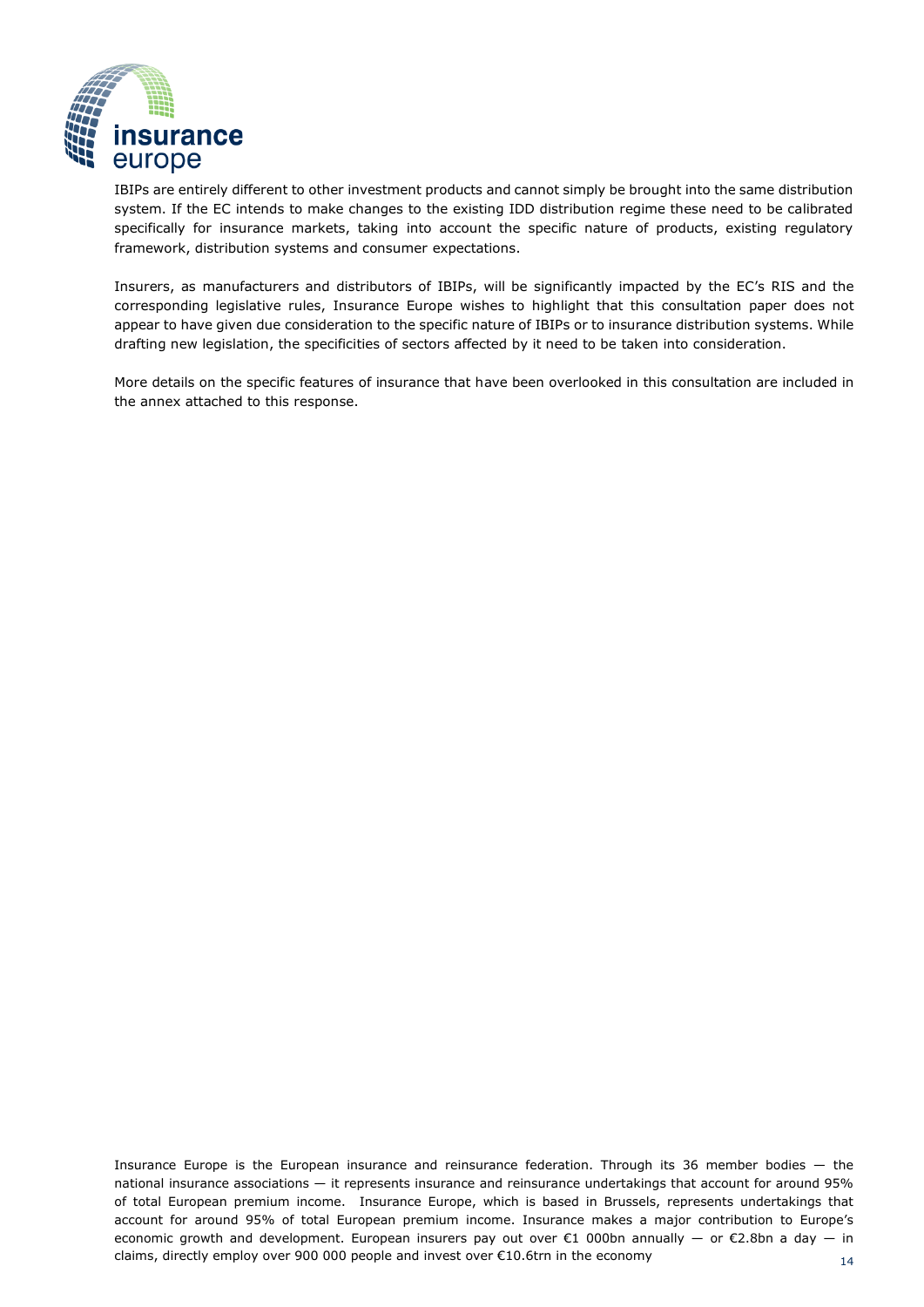IBIPs are entirely different to other investment products and cannot simply be brought into the same distribution system. If the EC intends to make changes to the existing IDD distribution regime these need to be calibrated specifically for insurance markets, taking into account the specific nature of products, existing regulatory framework, distribution systems and consumer expectations.

Insurers, as manufacturers and distributors of IBIPs, will be significantly impacted by the EC's RIS and the corresponding legislative rules, Insurance Europe wishes to highlight that this consultation paper does not appear to have given due consideration to the specific nature of IBIPs or to insurance distribution systems. While drafting new legislation, the specificities of sectors affected by it need to be taken into consideration.

More details on the specific features of insurance that have been overlooked in this consultation are included in the annex attached to this response.

Insurance Europe is the European insurance and reinsurance federation. Through its 36 member bodies — the national insurance associations — it represents insurance and reinsurance undertakings that account for around 95% of total European premium income. Insurance Europe, which is based in Brussels, represents undertakings that account for around 95% of total European premium income. Insurance makes a major contribution to Europe's economic growth and development. European insurers pay out over €1 000bn annually — or €2.8bn a day — in claims, directly employ over 900 000 people and invest over €10.6trn in the economy